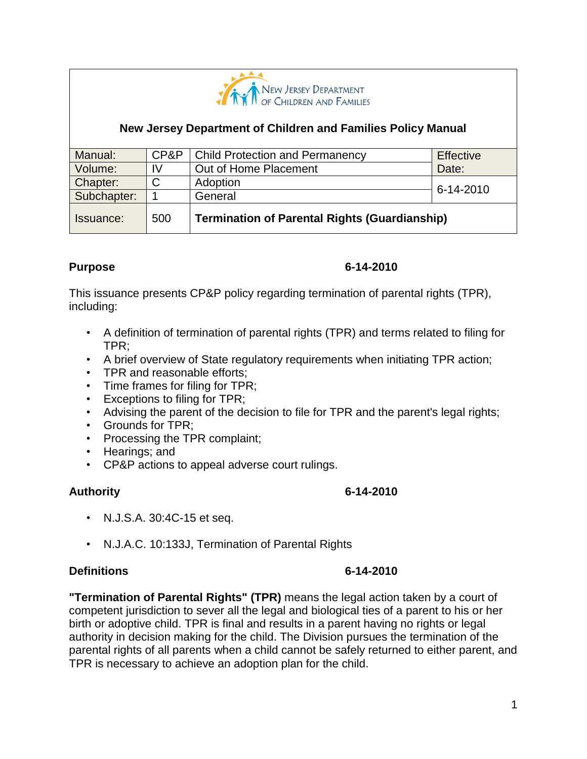**New Jersey Department of Children and Families Policy Manual**

| Manual: | CP&P | Child Protection and Permanency | Effective Date: |
|---|---|---|---|
| Volume: | IV | Out of Home Placement | |
| Chapter: | C | Adoption | 6-14-2010 |
| Subchapter: | 1 | General | |
| Issuance: | 500 | **Termination of Parental Rights (Guardianship)** | |

**Purpose** **6-14-2010**

This issuance presents CP&P policy regarding termination of parental rights (TPR), including:

- A definition of termination of parental rights (TPR) and terms related to filing for TPR;
- A brief overview of State regulatory requirements when initiating TPR action;
- TPR and reasonable efforts;
- Time frames for filing for TPR;
- Exceptions to filing for TPR;
- Advising the parent of the decision to file for TPR and the parent's legal rights;
- Grounds for TPR;
- Processing the TPR complaint;
- Hearings; and
- CP&P actions to appeal adverse court rulings.

**Authority** **6-14-2010**

- N.J.S.A. 30:4C-15 et seq.
- N.J.A.C. 10:133J, Termination of Parental Rights

**Definitions** **6-14-2010**

**"Termination of Parental Rights" (TPR)** means the legal action taken by a court of competent jurisdiction to sever all the legal and biological ties of a parent to his or her birth or adoptive child. TPR is final and results in a parent having no rights or legal authority in decision making for the child. The Division pursues the termination of the parental rights of all parents when a child cannot be safely returned to either parent, and TPR is necessary to achieve an adoption plan for the child.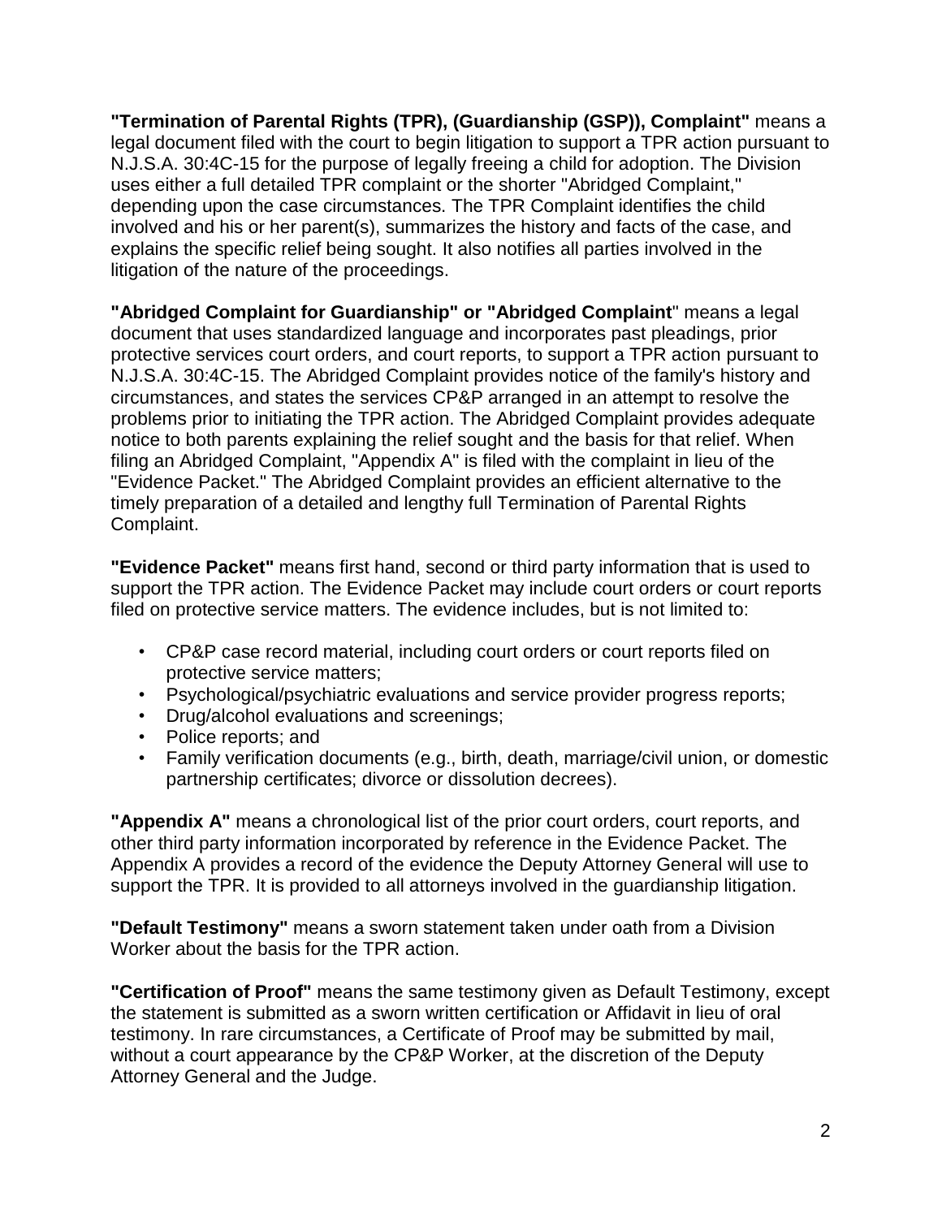**"Termination of Parental Rights (TPR), (Guardianship (GSP)), Complaint"** means a legal document filed with the court to begin litigation to support a TPR action pursuant to N.J.S.A. 30:4C-15 for the purpose of legally freeing a child for adoption. The Division uses either a full detailed TPR complaint or the shorter "Abridged Complaint," depending upon the case circumstances. The TPR Complaint identifies the child involved and his or her parent(s), summarizes the history and facts of the case, and explains the specific relief being sought. It also notifies all parties involved in the litigation of the nature of the proceedings.

**"Abridged Complaint for Guardianship" or "Abridged Complaint**" means a legal document that uses standardized language and incorporates past pleadings, prior protective services court orders, and court reports, to support a TPR action pursuant to N.J.S.A. 30:4C-15. The Abridged Complaint provides notice of the family's history and circumstances, and states the services CP&P arranged in an attempt to resolve the problems prior to initiating the TPR action. The Abridged Complaint provides adequate notice to both parents explaining the relief sought and the basis for that relief. When filing an Abridged Complaint, "Appendix A" is filed with the complaint in lieu of the "Evidence Packet." The Abridged Complaint provides an efficient alternative to the timely preparation of a detailed and lengthy full Termination of Parental Rights Complaint.

**"Evidence Packet"** means first hand, second or third party information that is used to support the TPR action. The Evidence Packet may include court orders or court reports filed on protective service matters. The evidence includes, but is not limited to:

- CP&P case record material, including court orders or court reports filed on protective service matters;
- Psychological/psychiatric evaluations and service provider progress reports;
- Drug/alcohol evaluations and screenings;
- Police reports; and
- Family verification documents (e.g., birth, death, marriage/civil union, or domestic partnership certificates; divorce or dissolution decrees).

**"Appendix A"** means a chronological list of the prior court orders, court reports, and other third party information incorporated by reference in the Evidence Packet. The Appendix A provides a record of the evidence the Deputy Attorney General will use to support the TPR. It is provided to all attorneys involved in the guardianship litigation.

**"Default Testimony"** means a sworn statement taken under oath from a Division Worker about the basis for the TPR action.

**"Certification of Proof"** means the same testimony given as Default Testimony, except the statement is submitted as a sworn written certification or Affidavit in lieu of oral testimony. In rare circumstances, a Certificate of Proof may be submitted by mail, without a court appearance by the CP&P Worker, at the discretion of the Deputy Attorney General and the Judge.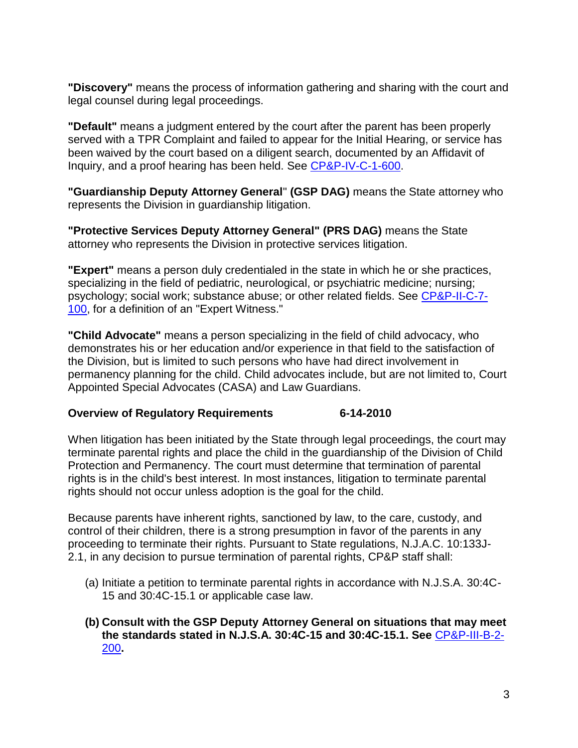**"Discovery"** means the process of information gathering and sharing with the court and legal counsel during legal proceedings.

**"Default"** means a judgment entered by the court after the parent has been properly served with a TPR Complaint and failed to appear for the Initial Hearing, or service has been waived by the court based on a diligent search, documented by an Affidavit of Inquiry, and a proof hearing has been held. See CP&P-IV-C-1-600.

**"Guardianship Deputy Attorney General" (GSP DAG)** means the State attorney who represents the Division in guardianship litigation.

**"Protective Services Deputy Attorney General" (PRS DAG)** means the State attorney who represents the Division in protective services litigation.

**"Expert"** means a person duly credentialed in the state in which he or she practices, specializing in the field of pediatric, neurological, or psychiatric medicine; nursing; psychology; social work; substance abuse; or other related fields. See CP&P-II-C-7-100, for a definition of an "Expert Witness."

**"Child Advocate"** means a person specializing in the field of child advocacy, who demonstrates his or her education and/or experience in that field to the satisfaction of the Division, but is limited to such persons who have had direct involvement in permanency planning for the child. Child advocates include, but are not limited to, Court Appointed Special Advocates (CASA) and Law Guardians.

**Overview of Regulatory Requirements 6-14-2010**

When litigation has been initiated by the State through legal proceedings, the court may terminate parental rights and place the child in the guardianship of the Division of Child Protection and Permanency. The court must determine that termination of parental rights is in the child's best interest. In most instances, litigation to terminate parental rights should not occur unless adoption is the goal for the child.

Because parents have inherent rights, sanctioned by law, to the care, custody, and control of their children, there is a strong presumption in favor of the parents in any proceeding to terminate their rights. Pursuant to State regulations, N.J.A.C. 10:133J-2.1, in any decision to pursue termination of parental rights, CP&P staff shall:

(a) Initiate a petition to terminate parental rights in accordance with N.J.S.A. 30:4C-15 and 30:4C-15.1 or applicable case law.

**(b) Consult with the GSP Deputy Attorney General on situations that may meet the standards stated in N.J.S.A. 30:4C-15 and 30:4C-15.1. See** CP&P-III-B-2-200**.**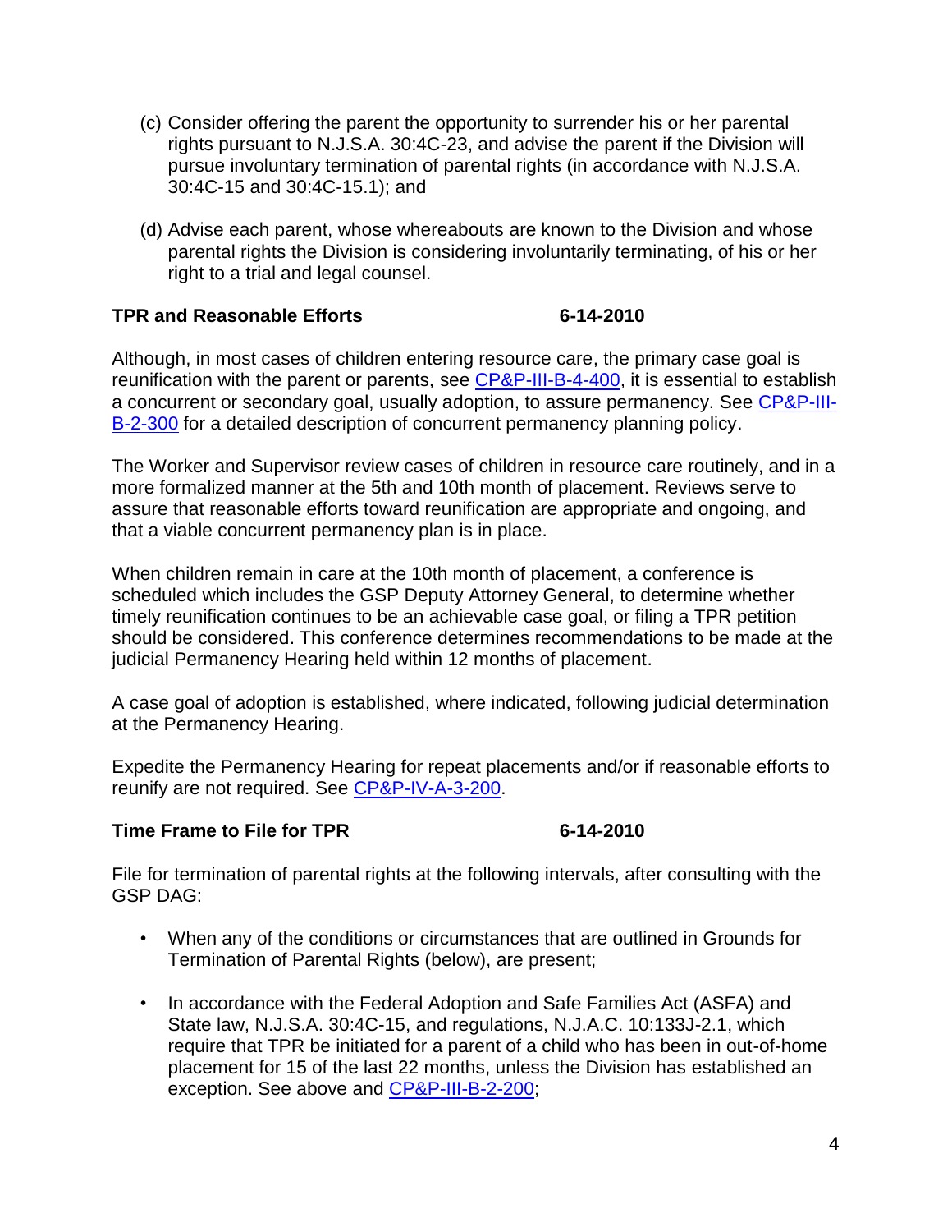(c) Consider offering the parent the opportunity to surrender his or her parental rights pursuant to N.J.S.A. 30:4C-23, and advise the parent if the Division will pursue involuntary termination of parental rights (in accordance with N.J.S.A. 30:4C-15 and 30:4C-15.1); and

(d) Advise each parent, whose whereabouts are known to the Division and whose parental rights the Division is considering involuntarily terminating, of his or her right to a trial and legal counsel.

**TPR and Reasonable Efforts 6-14-2010**

Although, in most cases of children entering resource care, the primary case goal is reunification with the parent or parents, see CP&P-III-B-4-400, it is essential to establish a concurrent or secondary goal, usually adoption, to assure permanency. See CP&P-III-B-2-300 for a detailed description of concurrent permanency planning policy.

The Worker and Supervisor review cases of children in resource care routinely, and in a more formalized manner at the 5th and 10th month of placement. Reviews serve to assure that reasonable efforts toward reunification are appropriate and ongoing, and that a viable concurrent permanency plan is in place.

When children remain in care at the 10th month of placement, a conference is scheduled which includes the GSP Deputy Attorney General, to determine whether timely reunification continues to be an achievable case goal, or filing a TPR petition should be considered. This conference determines recommendations to be made at the judicial Permanency Hearing held within 12 months of placement.

A case goal of adoption is established, where indicated, following judicial determination at the Permanency Hearing.

Expedite the Permanency Hearing for repeat placements and/or if reasonable efforts to reunify are not required. See CP&P-IV-A-3-200.

**Time Frame to File for TPR 6-14-2010**

File for termination of parental rights at the following intervals, after consulting with the GSP DAG:

- When any of the conditions or circumstances that are outlined in Grounds for Termination of Parental Rights (below), are present;
- In accordance with the Federal Adoption and Safe Families Act (ASFA) and State law, N.J.S.A. 30:4C-15, and regulations, N.J.A.C. 10:133J-2.1, which require that TPR be initiated for a parent of a child who has been in out-of-home placement for 15 of the last 22 months, unless the Division has established an exception. See above and CP&P-III-B-2-200;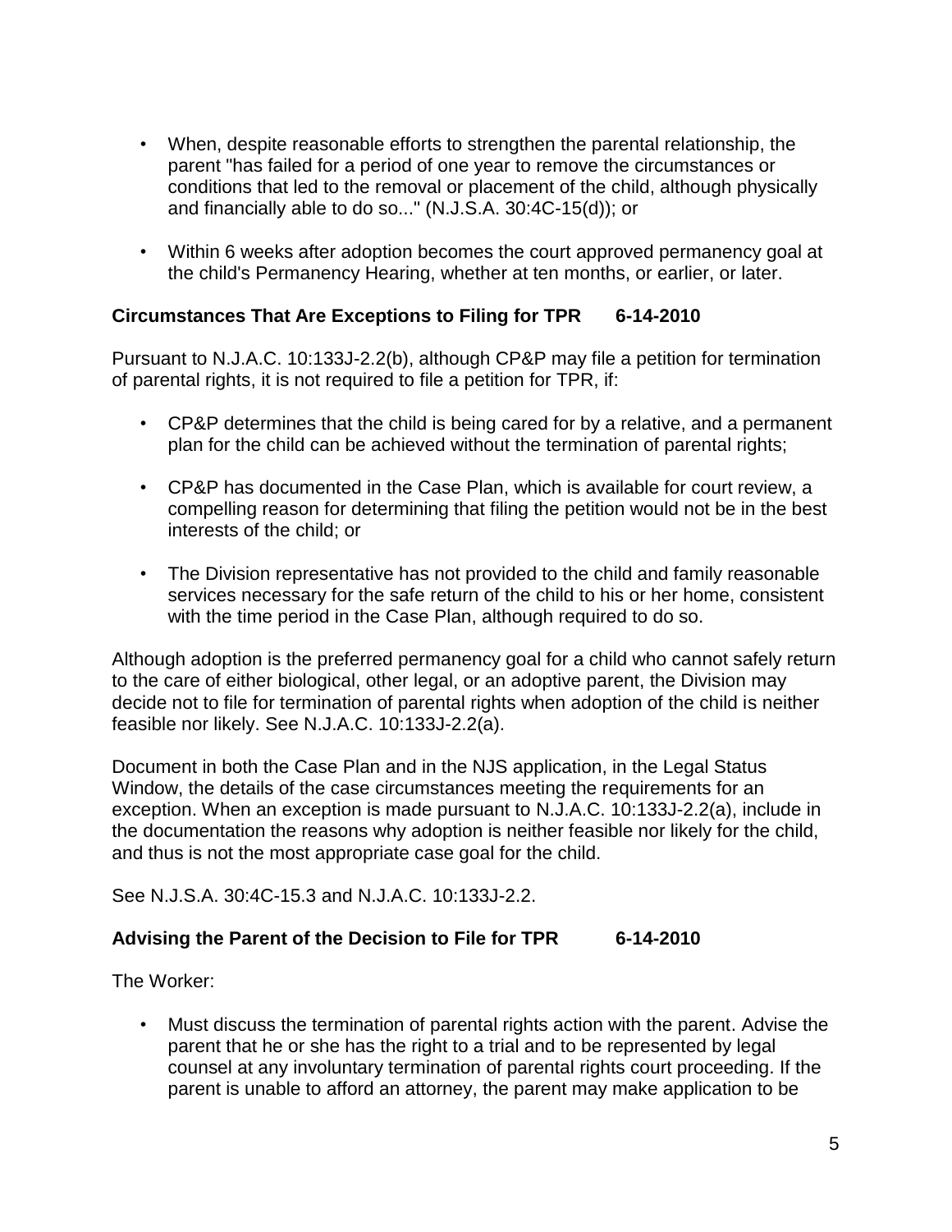- When, despite reasonable efforts to strengthen the parental relationship, the parent "has failed for a period of one year to remove the circumstances or conditions that led to the removal or placement of the child, although physically and financially able to do so..." (N.J.S.A. 30:4C-15(d)); or
- Within 6 weeks after adoption becomes the court approved permanency goal at the child's Permanency Hearing, whether at ten months, or earlier, or later.

**Circumstances That Are Exceptions to Filing for TPR 6-14-2010**

Pursuant to N.J.A.C. 10:133J-2.2(b), although CP&P may file a petition for termination of parental rights, it is not required to file a petition for TPR, if:

- CP&P determines that the child is being cared for by a relative, and a permanent plan for the child can be achieved without the termination of parental rights;
- CP&P has documented in the Case Plan, which is available for court review, a compelling reason for determining that filing the petition would not be in the best interests of the child; or
- The Division representative has not provided to the child and family reasonable services necessary for the safe return of the child to his or her home, consistent with the time period in the Case Plan, although required to do so.

Although adoption is the preferred permanency goal for a child who cannot safely return to the care of either biological, other legal, or an adoptive parent, the Division may decide not to file for termination of parental rights when adoption of the child is neither feasible nor likely. See N.J.A.C. 10:133J-2.2(a).

Document in both the Case Plan and in the NJS application, in the Legal Status Window, the details of the case circumstances meeting the requirements for an exception. When an exception is made pursuant to N.J.A.C. 10:133J-2.2(a), include in the documentation the reasons why adoption is neither feasible nor likely for the child, and thus is not the most appropriate case goal for the child.

See N.J.S.A. 30:4C-15.3 and N.J.A.C. 10:133J-2.2.

**Advising the Parent of the Decision to File for TPR 6-14-2010**

The Worker:

- Must discuss the termination of parental rights action with the parent. Advise the parent that he or she has the right to a trial and to be represented by legal counsel at any involuntary termination of parental rights court proceeding. If the parent is unable to afford an attorney, the parent may make application to be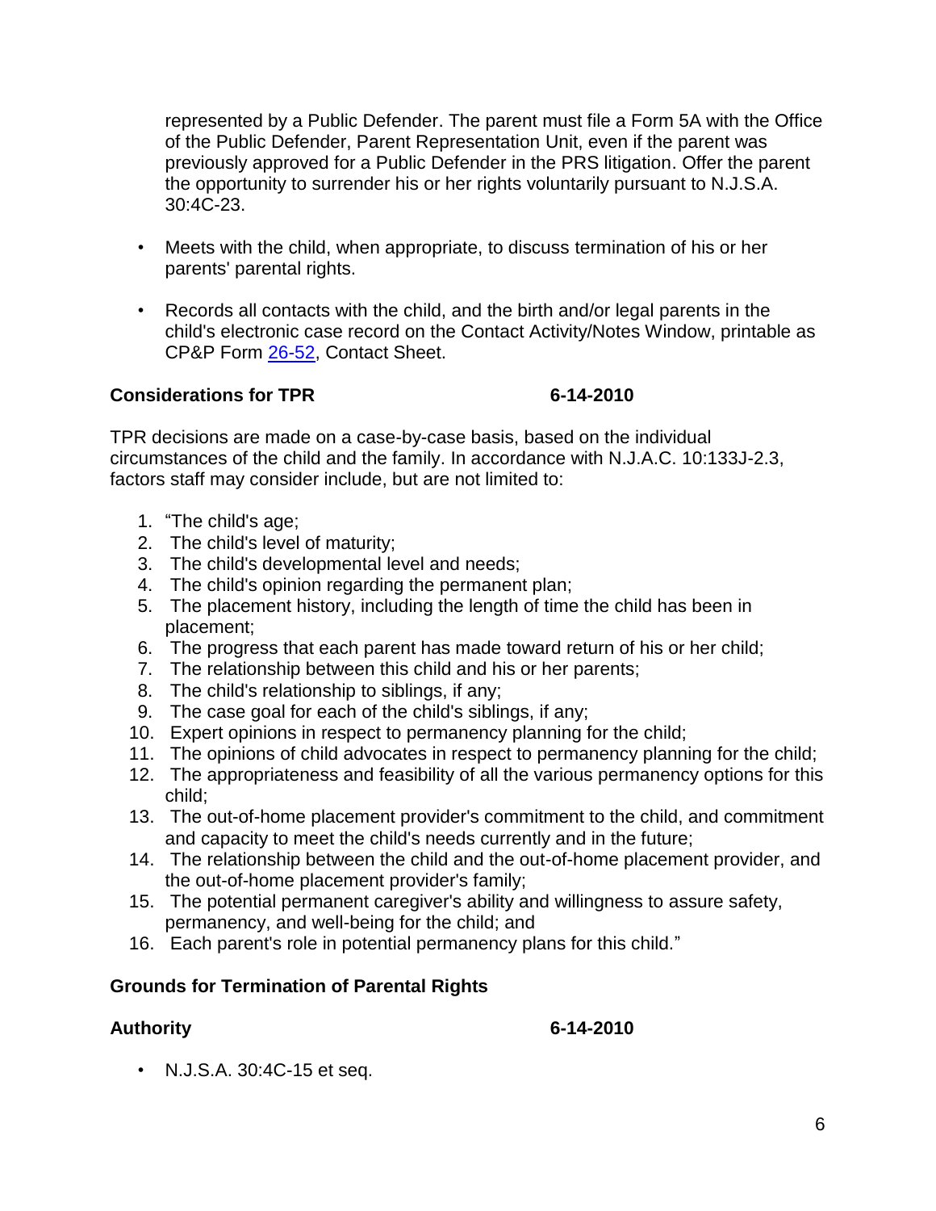represented by a Public Defender. The parent must file a Form 5A with the Office of the Public Defender, Parent Representation Unit, even if the parent was previously approved for a Public Defender in the PRS litigation. Offer the parent the opportunity to surrender his or her rights voluntarily pursuant to N.J.S.A. 30:4C-23.

- Meets with the child, when appropriate, to discuss termination of his or her parents' parental rights.
- Records all contacts with the child, and the birth and/or legal parents in the child's electronic case record on the Contact Activity/Notes Window, printable as CP&P Form 26-52, Contact Sheet.

**Considerations for TPR 6-14-2010**

TPR decisions are made on a case-by-case basis, based on the individual circumstances of the child and the family. In accordance with N.J.A.C. 10:133J-2.3, factors staff may consider include, but are not limited to:

1. "The child's age;
2. The child's level of maturity;
3. The child's developmental level and needs;
4. The child's opinion regarding the permanent plan;
5. The placement history, including the length of time the child has been in placement;
6. The progress that each parent has made toward return of his or her child;
7. The relationship between this child and his or her parents;
8. The child's relationship to siblings, if any;
9. The case goal for each of the child's siblings, if any;
10. Expert opinions in respect to permanency planning for the child;
11. The opinions of child advocates in respect to permanency planning for the child;
12. The appropriateness and feasibility of all the various permanency options for this child;
13. The out-of-home placement provider's commitment to the child, and commitment and capacity to meet the child's needs currently and in the future;
14. The relationship between the child and the out-of-home placement provider, and the out-of-home placement provider's family;
15. The potential permanent caregiver's ability and willingness to assure safety, permanency, and well-being for the child; and
16. Each parent's role in potential permanency plans for this child."

**Grounds for Termination of Parental Rights**

**Authority 6-14-2010**

- N.J.S.A. 30:4C-15 et seq.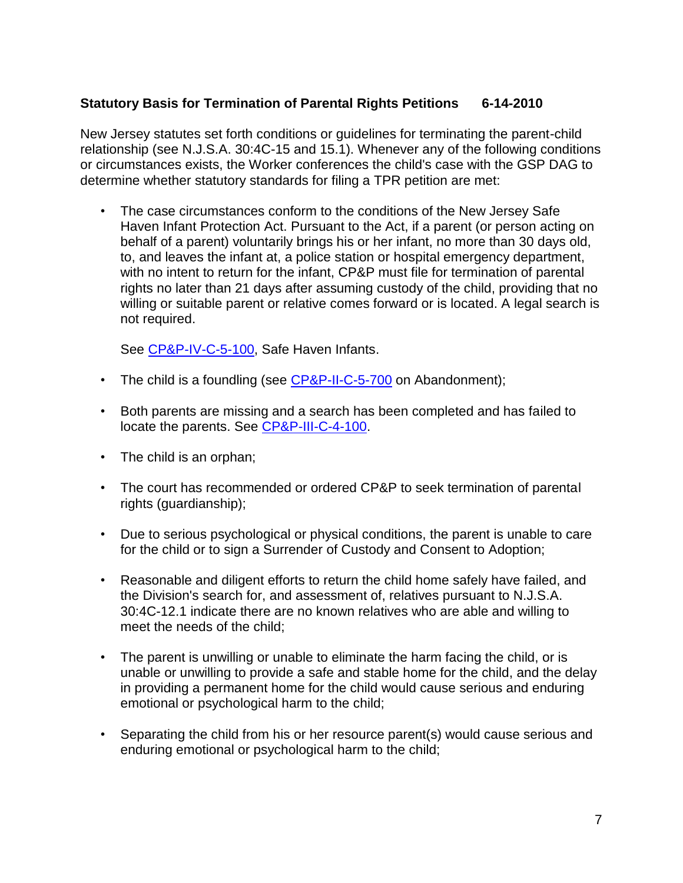**Statistical Basis for Termination of Parental Rights Petitions 6-14-2010**

New Jersey statutes set forth conditions or guidelines for terminating the parent-child relationship (see N.J.S.A. 30:4C-15 and 15.1). Whenever any of the following conditions or circumstances exists, the Worker conferences the child's case with the GSP DAG to determine whether statutory standards for filing a TPR petition are met:

- The case circumstances conform to the conditions of the New Jersey Safe Haven Infant Protection Act. Pursuant to the Act, if a parent (or person acting on behalf of a parent) voluntarily brings his or her infant, no more than 30 days old, to, and leaves the infant at, a police station or hospital emergency department, with no intent to return for the infant, CP&P must file for termination of parental rights no later than 21 days after assuming custody of the child, providing that no willing or suitable parent or relative comes forward or is located. A legal search is not required.

  See CP&P-IV-C-5-100, Safe Haven Infants.

- The child is a foundling (see CP&P-II-C-5-700 on Abandonment);
- Both parents are missing and a search has been completed and has failed to locate the parents. See CP&P-III-C-4-100.
- The child is an orphan;
- The court has recommended or ordered CP&P to seek termination of parental rights (guardianship);
- Due to serious psychological or physical conditions, the parent is unable to care for the child or to sign a Surrender of Custody and Consent to Adoption;
- Reasonable and diligent efforts to return the child home safely have failed, and the Division's search for, and assessment of, relatives pursuant to N.J.S.A. 30:4C-12.1 indicate there are no known relatives who are able and willing to meet the needs of the child;
- The parent is unwilling or unable to eliminate the harm facing the child, or is unable or unwilling to provide a safe and stable home for the child, and the delay in providing a permanent home for the child would cause serious and enduring emotional or psychological harm to the child;
- Separating the child from his or her resource parent(s) would cause serious and enduring emotional or psychological harm to the child;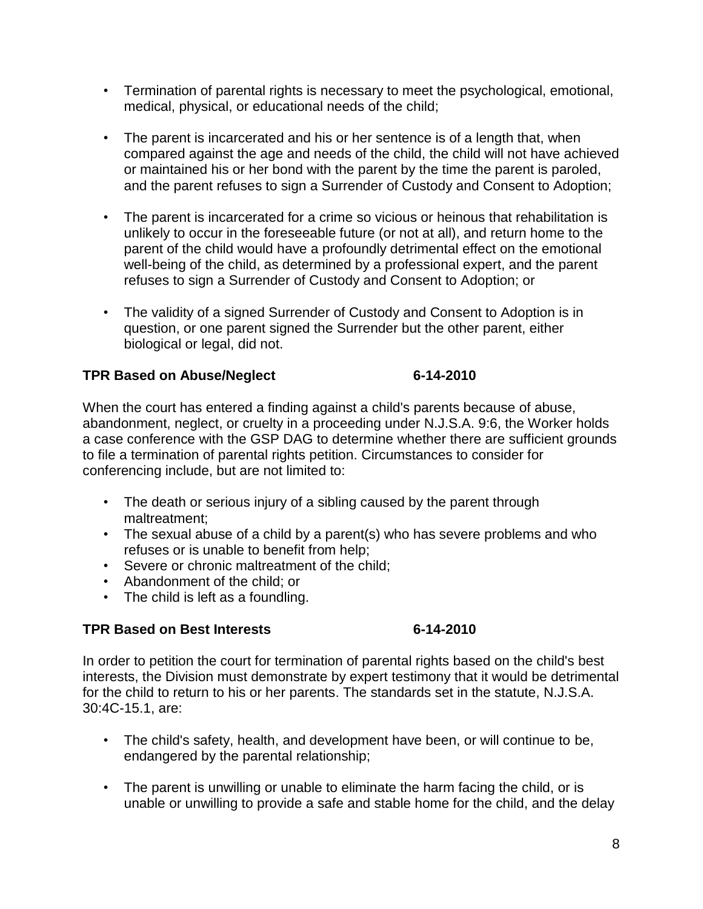- Termination of parental rights is necessary to meet the psychological, emotional, medical, physical, or educational needs of the child;

- The parent is incarcerated and his or her sentence is of a length that, when compared against the age and needs of the child, the child will not have achieved or maintained his or her bond with the parent by the time the parent is paroled, and the parent refuses to sign a Surrender of Custody and Consent to Adoption;

- The parent is incarcerated for a crime so vicious or heinous that rehabilitation is unlikely to occur in the foreseeable future (or not at all), and return home to the parent of the child would have a profoundly detrimental effect on the emotional well-being of the child, as determined by a professional expert, and the parent refuses to sign a Surrender of Custody and Consent to Adoption; or

- The validity of a signed Surrender of Custody and Consent to Adoption is in question, or one parent signed the Surrender but the other parent, either biological or legal, did not.

**TPR Based on Abuse/Neglect 6-14-2010**

When the court has entered a finding against a child's parents because of abuse, abandonment, neglect, or cruelty in a proceeding under N.J.S.A. 9:6, the Worker holds a case conference with the GSP DAG to determine whether there are sufficient grounds to file a termination of parental rights petition. Circumstances to consider for conferencing include, but are not limited to:

- The death or serious injury of a sibling caused by the parent through maltreatment;
- The sexual abuse of a child by a parent(s) who has severe problems and who refuses or is unable to benefit from help;
- Severe or chronic maltreatment of the child;
- Abandonment of the child; or
- The child is left as a foundling.

**TPR Based on Best Interests 6-14-2010**

In order to petition the court for termination of parental rights based on the child's best interests, the Division must demonstrate by expert testimony that it would be detrimental for the child to return to his or her parents. The standards set in the statute, N.J.S.A. 30:4C-15.1, are:

- The child's safety, health, and development have been, or will continue to be, endangered by the parental relationship;

- The parent is unwilling or unable to eliminate the harm facing the child, or is unable or unwilling to provide a safe and stable home for the child, and the delay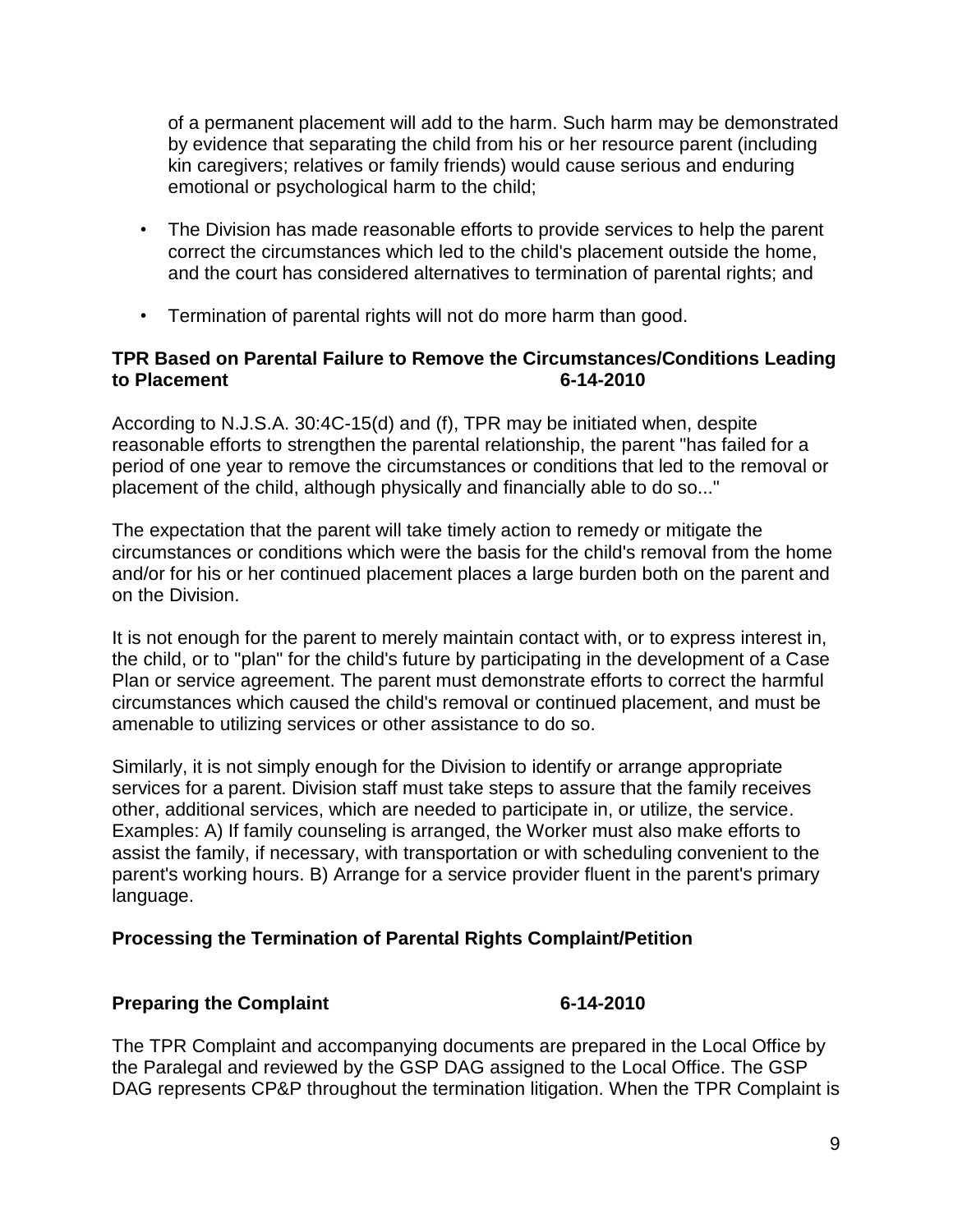of a permanent placement will add to the harm. Such harm may be demonstrated by evidence that separating the child from his or her resource parent (including kin caregivers; relatives or family friends) would cause serious and enduring emotional or psychological harm to the child;

- The Division has made reasonable efforts to provide services to help the parent correct the circumstances which led to the child's placement outside the home, and the court has considered alternatives to termination of parental rights; and
- Termination of parental rights will not do more harm than good.

**TPR Based on Parental Failure to Remove the Circumstances/Conditions Leading to Placement 6-14-2010**

According to N.J.S.A. 30:4C-15(d) and (f), TPR may be initiated when, despite reasonable efforts to strengthen the parental relationship, the parent "has failed for a period of one year to remove the circumstances or conditions that led to the removal or placement of the child, although physically and financially able to do so..."

The expectation that the parent will take timely action to remedy or mitigate the circumstances or conditions which were the basis for the child's removal from the home and/or for his or her continued placement places a large burden both on the parent and on the Division.

It is not enough for the parent to merely maintain contact with, or to express interest in, the child, or to "plan" for the child's future by participating in the development of a Case Plan or service agreement. The parent must demonstrate efforts to correct the harmful circumstances which caused the child's removal or continued placement, and must be amenable to utilizing services or other assistance to do so.

Similarly, it is not simply enough for the Division to identify or arrange appropriate services for a parent. Division staff must take steps to assure that the family receives other, additional services, which are needed to participate in, or utilize, the service. Examples: A) If family counseling is arranged, the Worker must also make efforts to assist the family, if necessary, with transportation or with scheduling convenient to the parent's working hours. B) Arrange for a service provider fluent in the parent's primary language.

**Processing the Termination of Parental Rights Complaint/Petition**

**Preparing the Complaint 6-14-2010**

The TPR Complaint and accompanying documents are prepared in the Local Office by the Paralegal and reviewed by the GSP DAG assigned to the Local Office. The GSP DAG represents CP&P throughout the termination litigation. When the TPR Complaint is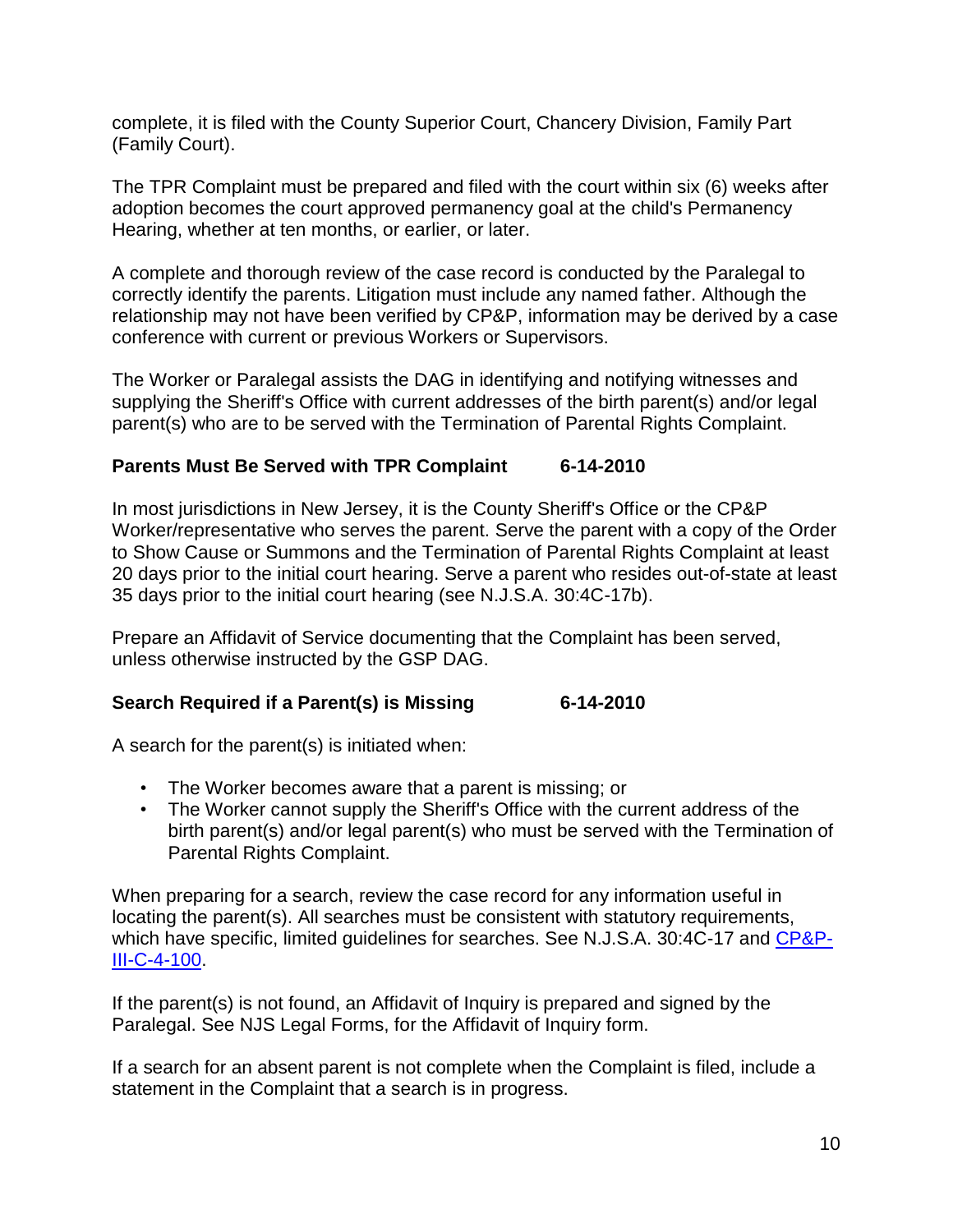complete, it is filed with the County Superior Court, Chancery Division, Family Part (Family Court).

The TPR Complaint must be prepared and filed with the court within six (6) weeks after adoption becomes the court approved permanency goal at the child's Permanency Hearing, whether at ten months, or earlier, or later.

A complete and thorough review of the case record is conducted by the Paralegal to correctly identify the parents. Litigation must include any named father. Although the relationship may not have been verified by CP&P, information may be derived by a case conference with current or previous Workers or Supervisors.

The Worker or Paralegal assists the DAG in identifying and notifying witnesses and supplying the Sheriff's Office with current addresses of the birth parent(s) and/or legal parent(s) who are to be served with the Termination of Parental Rights Complaint.

**Parents Must Be Served with TPR Complaint 6-14-2010**

In most jurisdictions in New Jersey, it is the County Sheriff's Office or the CP&P Worker/representative who serves the parent. Serve the parent with a copy of the Order to Show Cause or Summons and the Termination of Parental Rights Complaint at least 20 days prior to the initial court hearing. Serve a parent who resides out-of-state at least 35 days prior to the initial court hearing (see N.J.S.A. 30:4C-17b).

Prepare an Affidavit of Service documenting that the Complaint has been served, unless otherwise instructed by the GSP DAG.

**Search Required if a Parent(s) is Missing 6-14-2010**

A search for the parent(s) is initiated when:

- The Worker becomes aware that a parent is missing; or
- The Worker cannot supply the Sheriff's Office with the current address of the birth parent(s) and/or legal parent(s) who must be served with the Termination of Parental Rights Complaint.

When preparing for a search, review the case record for any information useful in locating the parent(s). All searches must be consistent with statutory requirements, which have specific, limited guidelines for searches. See N.J.S.A. 30:4C-17 and CP&P-III-C-4-100.

If the parent(s) is not found, an Affidavit of Inquiry is prepared and signed by the Paralegal. See NJS Legal Forms, for the Affidavit of Inquiry form.

If a search for an absent parent is not complete when the Complaint is filed, include a statement in the Complaint that a search is in progress.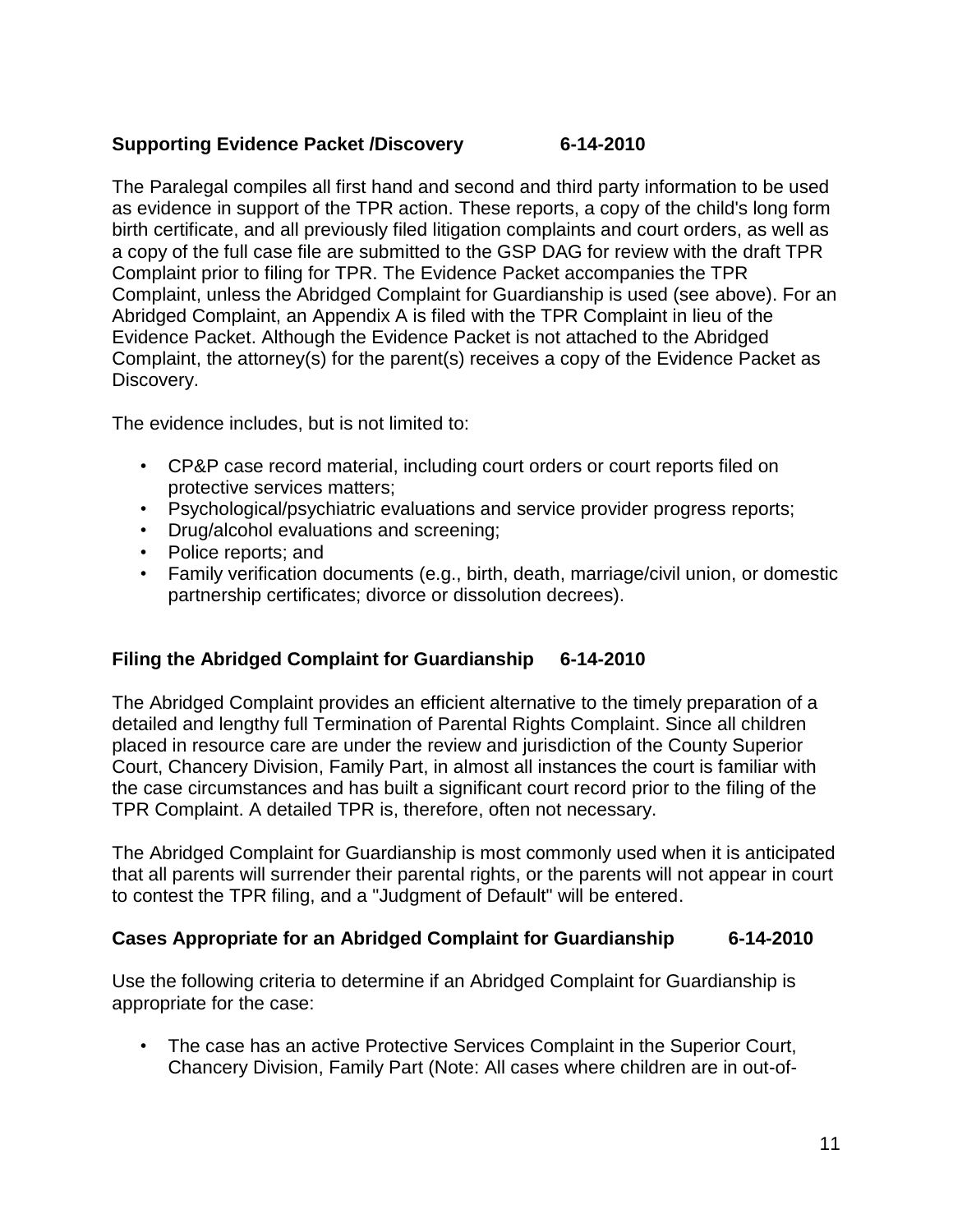**Supporting Evidence Packet /Discovery 6-14-2010**

The Paralegal compiles all first hand and second and third party information to be used as evidence in support of the TPR action. These reports, a copy of the child's long form birth certificate, and all previously filed litigation complaints and court orders, as well as a copy of the full case file are submitted to the GSP DAG for review with the draft TPR Complaint prior to filing for TPR. The Evidence Packet accompanies the TPR Complaint, unless the Abridged Complaint for Guardianship is used (see above). For an Abridged Complaint, an Appendix A is filed with the TPR Complaint in lieu of the Evidence Packet. Although the Evidence Packet is not attached to the Abridged Complaint, the attorney(s) for the parent(s) receives a copy of the Evidence Packet as Discovery.

The evidence includes, but is not limited to:

- CP&P case record material, including court orders or court reports filed on protective services matters;
- Psychological/psychiatric evaluations and service provider progress reports;
- Drug/alcohol evaluations and screening;
- Police reports; and
- Family verification documents (e.g., birth, death, marriage/civil union, or domestic partnership certificates; divorce or dissolution decrees).

**Filing the Abridged Complaint for Guardianship 6-14-2010**

The Abridged Complaint provides an efficient alternative to the timely preparation of a detailed and lengthy full Termination of Parental Rights Complaint. Since all children placed in resource care are under the review and jurisdiction of the County Superior Court, Chancery Division, Family Part, in almost all instances the court is familiar with the case circumstances and has built a significant court record prior to the filing of the TPR Complaint. A detailed TPR is, therefore, often not necessary.

The Abridged Complaint for Guardianship is most commonly used when it is anticipated that all parents will surrender their parental rights, or the parents will not appear in court to contest the TPR filing, and a "Judgment of Default" will be entered.

**Cases Appropriate for an Abridged Complaint for Guardianship 6-14-2010**

Use the following criteria to determine if an Abridged Complaint for Guardianship is appropriate for the case:

- The case has an active Protective Services Complaint in the Superior Court, Chancery Division, Family Part (Note: All cases where children are in out-of-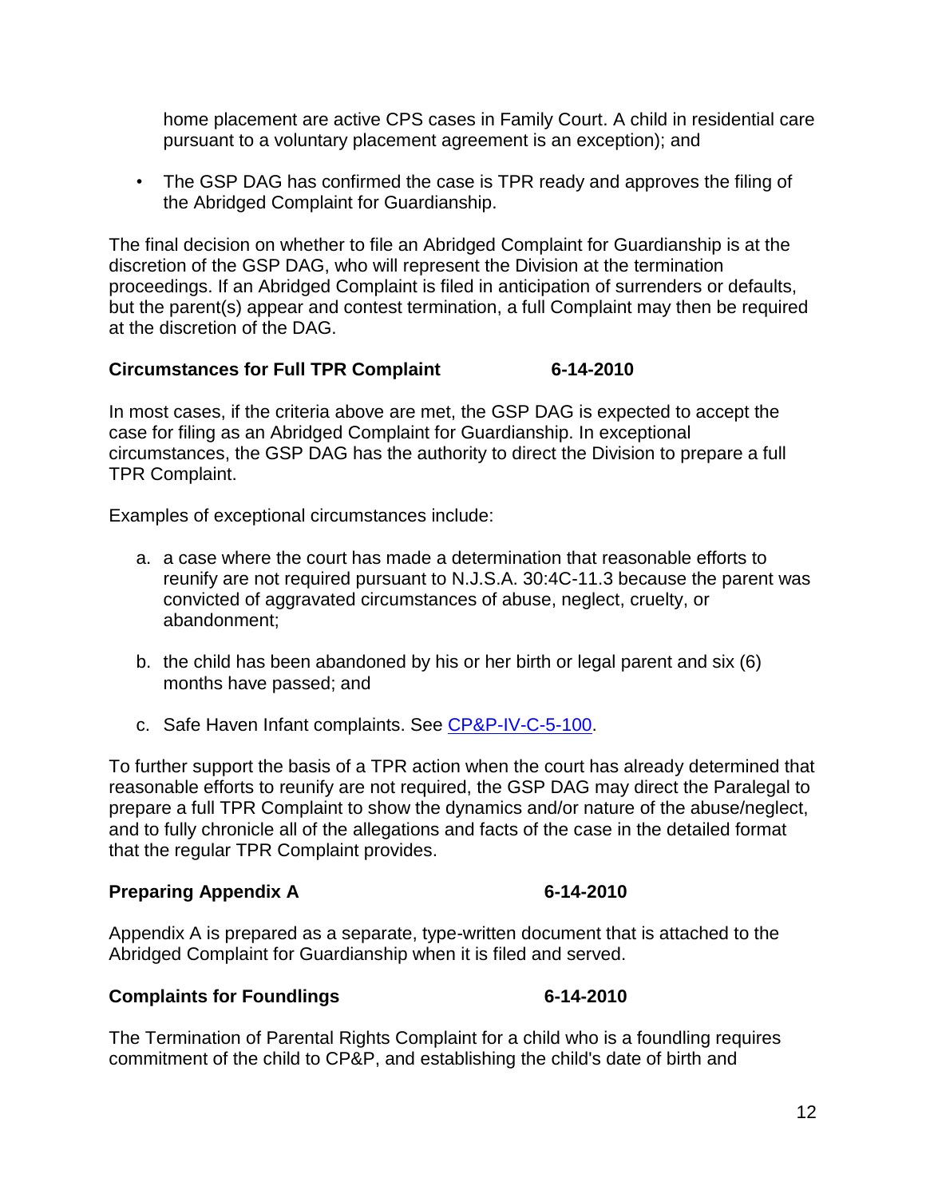home placement are active CPS cases in Family Court. A child in residential care pursuant to a voluntary placement agreement is an exception); and

- The GSP DAG has confirmed the case is TPR ready and approves the filing of the Abridged Complaint for Guardianship.

The final decision on whether to file an Abridged Complaint for Guardianship is at the discretion of the GSP DAG, who will represent the Division at the termination proceedings. If an Abridged Complaint is filed in anticipation of surrenders or defaults, but the parent(s) appear and contest termination, a full Complaint may then be required at the discretion of the DAG.

**Circumstances for Full TPR Complaint 6-14-2010**

In most cases, if the criteria above are met, the GSP DAG is expected to accept the case for filing as an Abridged Complaint for Guardianship. In exceptional circumstances, the GSP DAG has the authority to direct the Division to prepare a full TPR Complaint.

Examples of exceptional circumstances include:

a. a case where the court has made a determination that reasonable efforts to reunify are not required pursuant to N.J.S.A. 30:4C-11.3 because the parent was convicted of aggravated circumstances of abuse, neglect, cruelty, or abandonment;

b. the child has been abandoned by his or her birth or legal parent and six (6) months have passed; and

c. Safe Haven Infant complaints. See CP&P-IV-C-5-100.

To further support the basis of a TPR action when the court has already determined that reasonable efforts to reunify are not required, the GSP DAG may direct the Paralegal to prepare a full TPR Complaint to show the dynamics and/or nature of the abuse/neglect, and to fully chronicle all of the allegations and facts of the case in the detailed format that the regular TPR Complaint provides.

**Preparing Appendix A 6-14-2010**

Appendix A is prepared as a separate, type-written document that is attached to the Abridged Complaint for Guardianship when it is filed and served.

**Complaints for Foundlings 6-14-2010**

The Termination of Parental Rights Complaint for a child who is a foundling requires commitment of the child to CP&P, and establishing the child's date of birth and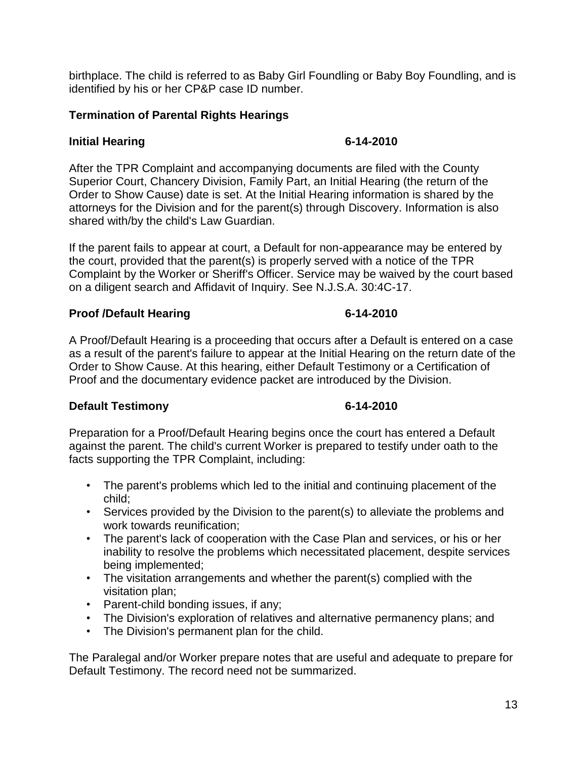birthplace. The child is referred to as Baby Girl Foundling or Baby Boy Foundling, and is identified by his or her CP&P case ID number.

## Termination of Parental Rights Hearings

### Initial Hearing 6-14-2010

After the TPR Complaint and accompanying documents are filed with the County Superior Court, Chancery Division, Family Part, an Initial Hearing (the return of the Order to Show Cause) date is set. At the Initial Hearing information is shared by the attorneys for the Division and for the parent(s) through Discovery. Information is also shared with/by the child's Law Guardian.

If the parent fails to appear at court, a Default for non-appearance may be entered by the court, provided that the parent(s) is properly served with a notice of the TPR Complaint by the Worker or Sheriff's Officer. Service may be waived by the court based on a diligent search and Affidavit of Inquiry. See N.J.S.A. 30:4C-17.

### Proof /Default Hearing 6-14-2010

A Proof/Default Hearing is a proceeding that occurs after a Default is entered on a case as a result of the parent's failure to appear at the Initial Hearing on the return date of the Order to Show Cause. At this hearing, either Default Testimony or a Certification of Proof and the documentary evidence packet are introduced by the Division.

### Default Testimony 6-14-2010

Preparation for a Proof/Default Hearing begins once the court has entered a Default against the parent. The child's current Worker is prepared to testify under oath to the facts supporting the TPR Complaint, including:

- The parent's problems which led to the initial and continuing placement of the child;
- Services provided by the Division to the parent(s) to alleviate the problems and work towards reunification;
- The parent's lack of cooperation with the Case Plan and services, or his or her inability to resolve the problems which necessitated placement, despite services being implemented;
- The visitation arrangements and whether the parent(s) complied with the visitation plan;
- Parent-child bonding issues, if any;
- The Division's exploration of relatives and alternative permanency plans; and
- The Division's permanent plan for the child.

The Paralegal and/or Worker prepare notes that are useful and adequate to prepare for Default Testimony. The record need not be summarized.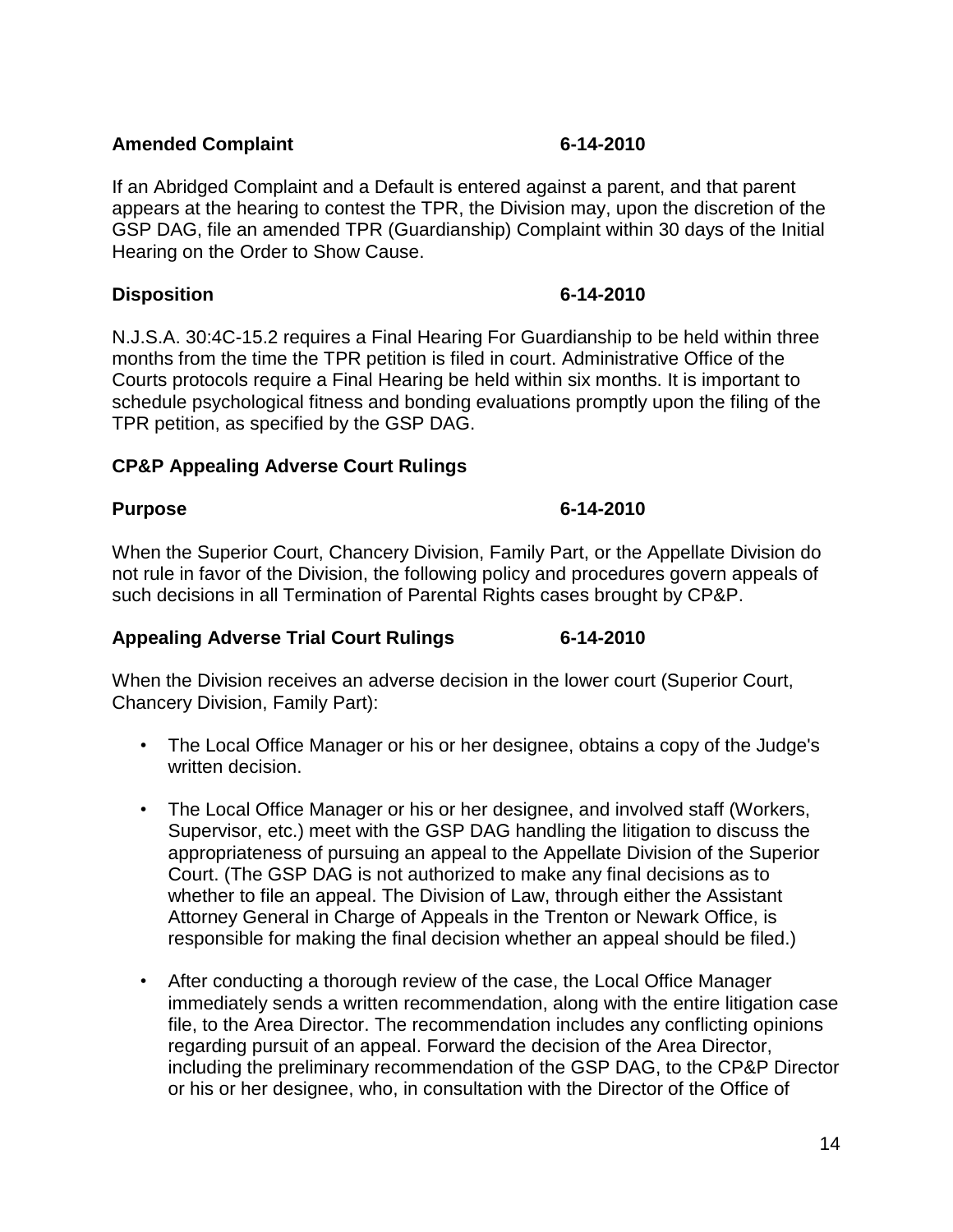**Amended Complaint 6-14-2010**

If an Abridged Complaint and a Default is entered against a parent, and that parent appears at the hearing to contest the TPR, the Division may, upon the discretion of the GSP DAG, file an amended TPR (Guardianship) Complaint within 30 days of the Initial Hearing on the Order to Show Cause.

**Disposition 6-14-2010**

N.J.S.A. 30:4C-15.2 requires a Final Hearing For Guardianship to be held within three months from the time the TPR petition is filed in court. Administrative Office of the Courts protocols require a Final Hearing be held within six months. It is important to schedule psychological fitness and bonding evaluations promptly upon the filing of the TPR petition, as specified by the GSP DAG.

**CP&P Appealing Adverse Court Rulings**

**Purpose 6-14-2010**

When the Superior Court, Chancery Division, Family Part, or the Appellate Division do not rule in favor of the Division, the following policy and procedures govern appeals of such decisions in all Termination of Parental Rights cases brought by CP&P.

**Appealing Adverse Trial Court Rulings 6-14-2010**

When the Division receives an adverse decision in the lower court (Superior Court, Chancery Division, Family Part):

- The Local Office Manager or his or her designee, obtains a copy of the Judge's written decision.
- The Local Office Manager or his or her designee, and involved staff (Workers, Supervisor, etc.) meet with the GSP DAG handling the litigation to discuss the appropriateness of pursuing an appeal to the Appellate Division of the Superior Court. (The GSP DAG is not authorized to make any final decisions as to whether to file an appeal. The Division of Law, through either the Assistant Attorney General in Charge of Appeals in the Trenton or Newark Office, is responsible for making the final decision whether an appeal should be filed.)
- After conducting a thorough review of the case, the Local Office Manager immediately sends a written recommendation, along with the entire litigation case file, to the Area Director. The recommendation includes any conflicting opinions regarding pursuit of an appeal. Forward the decision of the Area Director, including the preliminary recommendation of the GSP DAG, to the CP&P Director or his or her designee, who, in consultation with the Director of the Office of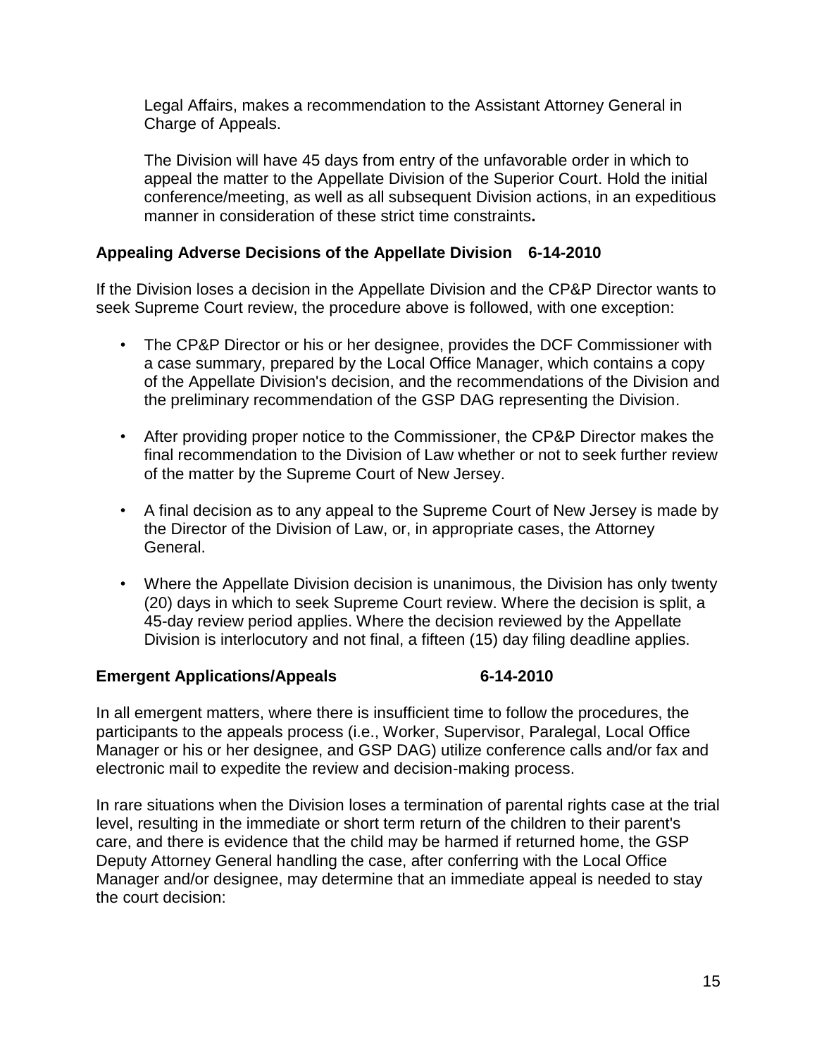Legal Affairs, makes a recommendation to the Assistant Attorney General in Charge of Appeals.

The Division will have 45 days from entry of the unfavorable order in which to appeal the matter to the Appellate Division of the Superior Court. Hold the initial conference/meeting, as well as all subsequent Division actions, in an expeditious manner in consideration of these strict time constraints**.**

### Appealing Adverse Decisions of the Appellate Division 6-14-2010

If the Division loses a decision in the Appellate Division and the CP&P Director wants to seek Supreme Court review, the procedure above is followed, with one exception:

- The CP&P Director or his or her designee, provides the DCF Commissioner with a case summary, prepared by the Local Office Manager, which contains a copy of the Appellate Division's decision, and the recommendations of the Division and the preliminary recommendation of the GSP DAG representing the Division.
- After providing proper notice to the Commissioner, the CP&P Director makes the final recommendation to the Division of Law whether or not to seek further review of the matter by the Supreme Court of New Jersey.
- A final decision as to any appeal to the Supreme Court of New Jersey is made by the Director of the Division of Law, or, in appropriate cases, the Attorney General.
- Where the Appellate Division decision is unanimous, the Division has only twenty (20) days in which to seek Supreme Court review. Where the decision is split, a 45-day review period applies. Where the decision reviewed by the Appellate Division is interlocutory and not final, a fifteen (15) day filing deadline applies.

### Emergent Applications/Appeals 6-14-2010

In all emergent matters, where there is insufficient time to follow the procedures, the participants to the appeals process (i.e., Worker, Supervisor, Paralegal, Local Office Manager or his or her designee, and GSP DAG) utilize conference calls and/or fax and electronic mail to expedite the review and decision-making process.

In rare situations when the Division loses a termination of parental rights case at the trial level, resulting in the immediate or short term return of the children to their parent's care, and there is evidence that the child may be harmed if returned home, the GSP Deputy Attorney General handling the case, after conferring with the Local Office Manager and/or designee, may determine that an immediate appeal is needed to stay the court decision: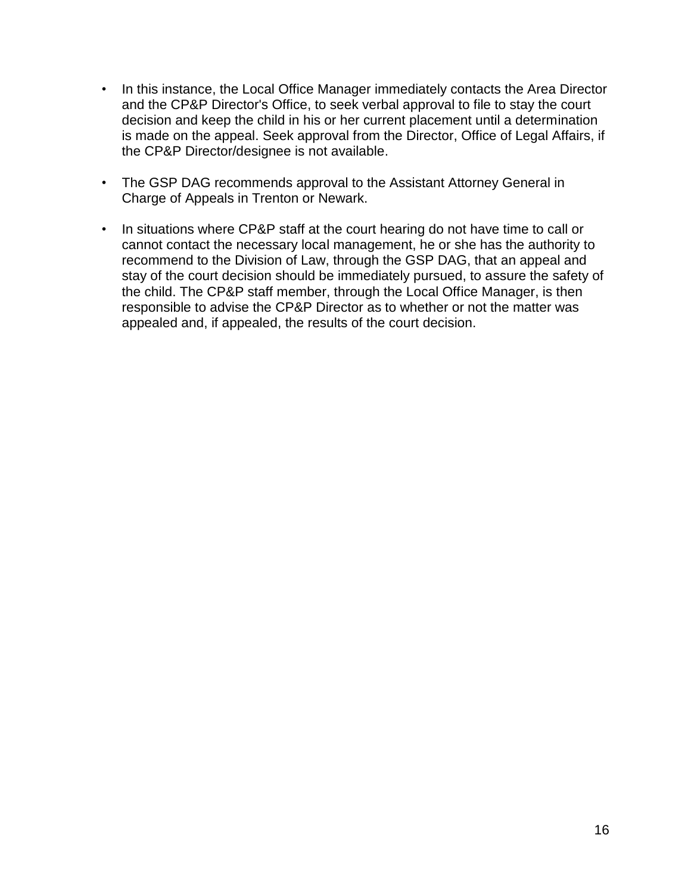- In this instance, the Local Office Manager immediately contacts the Area Director and the CP&P Director's Office, to seek verbal approval to file to stay the court decision and keep the child in his or her current placement until a determination is made on the appeal. Seek approval from the Director, Office of Legal Affairs, if the CP&P Director/designee is not available.

- The GSP DAG recommends approval to the Assistant Attorney General in Charge of Appeals in Trenton or Newark.

- In situations where CP&P staff at the court hearing do not have time to call or cannot contact the necessary local management, he or she has the authority to recommend to the Division of Law, through the GSP DAG, that an appeal and stay of the court decision should be immediately pursued, to assure the safety of the child. The CP&P staff member, through the Local Office Manager, is then responsible to advise the CP&P Director as to whether or not the matter was appealed and, if appealed, the results of the court decision.